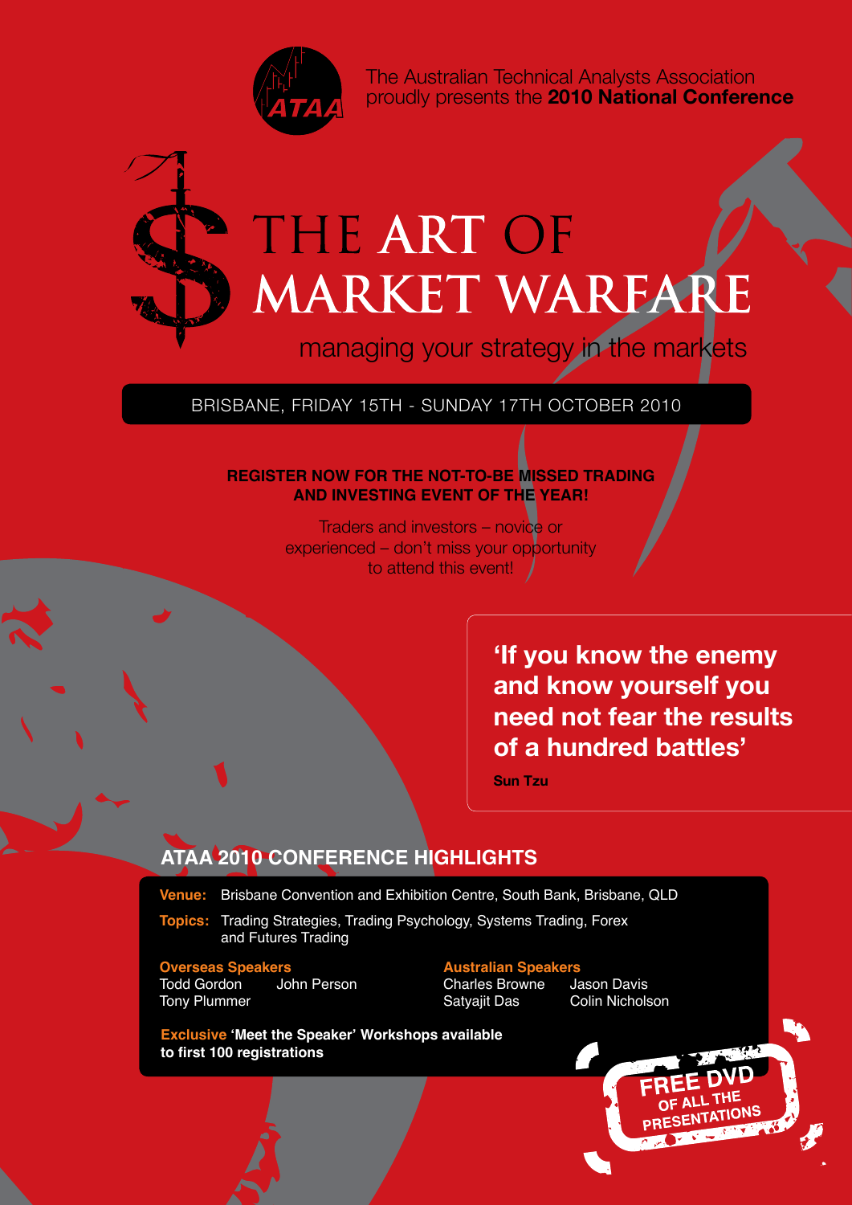The Australian Technical Analysts Association proudly presents the **2010 National Conference**

# THE ART OF MARKET WARFARE

managing your strategy in the markets

BRISBANE, FRIDAY 15TH - SUNDAY 17TH OCTOBER 2010

**REGISTER NOW FOR THE NOT-TO-BE MISSED TRADING AND INVESTING EVENT OF THE YEAR!**

Traders and investors – novice or experienced – don't miss your opportunity to attend this event!

> **'If you know the enemy and know yourself you need not fear the results of a hundred battles'**
>
> **Sun Tzu**

## ATAA 2010 CONFERENCE HIGHLIGHTS

**Venue:** Brisbane Convention and Exhibition Centre, South Bank, Brisbane, QLD

**Topics:** Trading Strategies, Trading Psychology, Systems Trading, Forex and Futures Trading

**Overseas Speakers**
Todd Gordon
John Person
Tony Plummer

**Australian Speakers**
Charles Browne
Jason Davis
Satyajit Das
Colin Nicholson

**Exclusive 'Meet the Speaker' Workshops available to first 100 registrations**

**FREE DVD OF ALL THE PRESENTATIONS**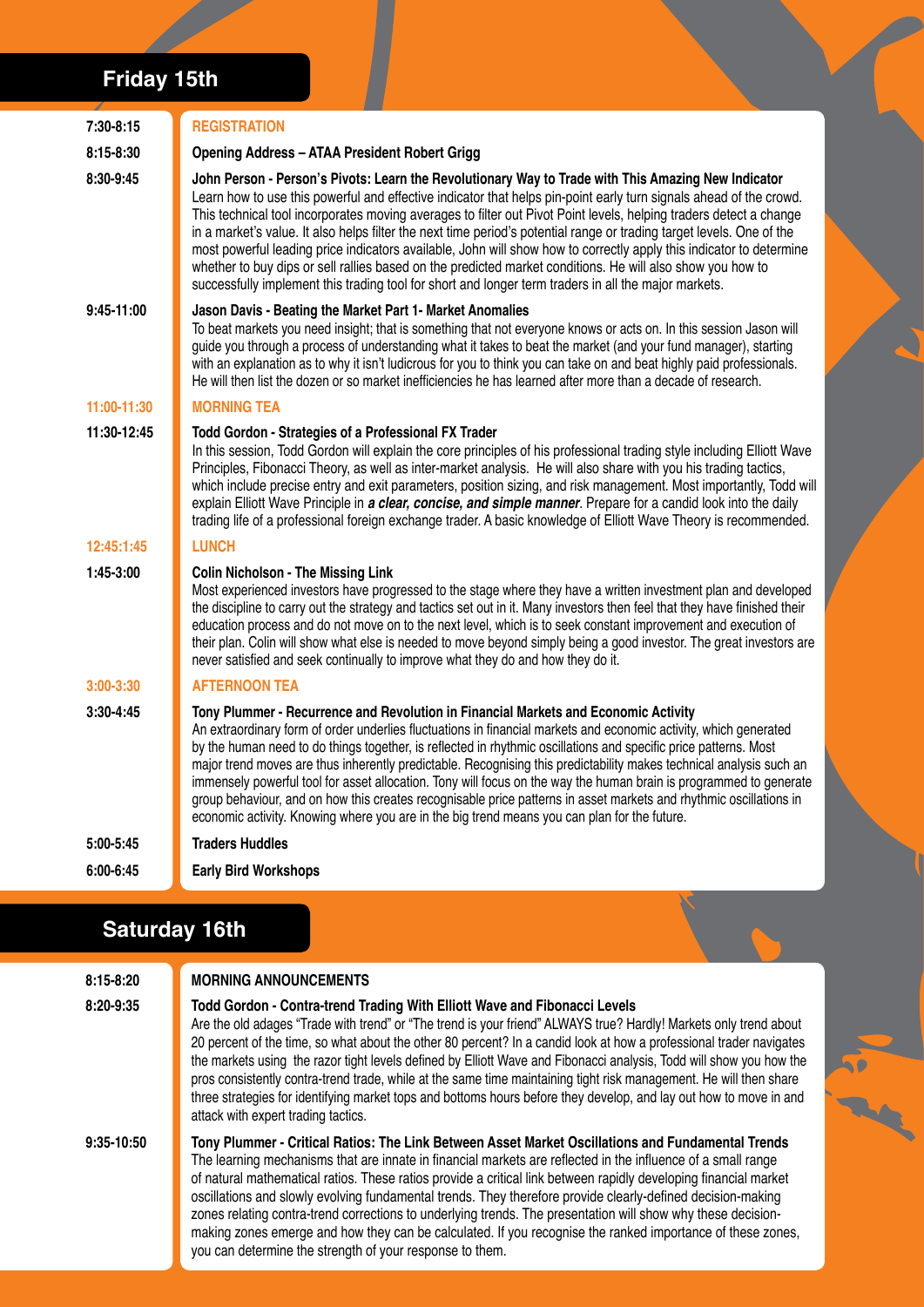## Friday 15th

| | |
|---|---|
| 7:30-8:15 | **REGISTRATION** |
| 8:15-8:30 | **Opening Address – ATAA President Robert Grigg** |
| 8:30-9:45 | **John Person - Person's Pivots: Learn the Revolutionary Way to Trade with This Amazing New Indicator**<br>Learn how to use this powerful and effective indicator that helps pin-point early turn signals ahead of the crowd. This technical tool incorporates moving averages to filter out Pivot Point levels, helping traders detect a change in a market's value. It also helps filter the next time period's potential range or trading target levels. One of the most powerful leading price indicators available, John will show how to correctly apply this indicator to determine whether to buy dips or sell rallies based on the predicted market conditions. He will also show you how to successfully implement this trading tool for short and longer term traders in all the major markets. |
| 9:45-11:00 | **Jason Davis - Beating the Market Part 1- Market Anomalies**<br>To beat markets you need insight; that is something that not everyone knows or acts on. In this session Jason will guide you through a process of understanding what it takes to beat the market (and your fund manager), starting with an explanation as to why it isn't ludicrous for you to think you can take on and beat highly paid professionals. He will then list the dozen or so market inefficiencies he has learned after more than a decade of research. |
| 11:00-11:30 | **MORNING TEA** |
| 11:30-12:45 | **Todd Gordon - Strategies of a Professional FX Trader**<br>In this session, Todd Gordon will explain the core principles of his professional trading style including Elliott Wave Principles, Fibonacci Theory, as well as inter-market analysis. He will also share with you his trading tactics, which include precise entry and exit parameters, position sizing, and risk management. Most importantly, Todd will explain Elliott Wave Principle in ***a clear, concise, and simple manner***. Prepare for a candid look into the daily trading life of a professional foreign exchange trader. A basic knowledge of Elliott Wave Theory is recommended. |
| 12:45:1:45 | **LUNCH** |
| 1:45-3:00 | **Colin Nicholson - The Missing Link**<br>Most experienced investors have progressed to the stage where they have a written investment plan and developed the discipline to carry out the strategy and tactics set out in it. Many investors then feel that they have finished their education process and do not move on to the next level, which is to seek constant improvement and execution of their plan. Colin will show what else is needed to move beyond simply being a good investor. The great investors are never satisfied and seek continually to improve what they do and how they do it. |
| 3:00-3:30 | **AFTERNOON TEA** |
| 3:30-4:45 | **Tony Plummer - Recurrence and Revolution in Financial Markets and Economic Activity**<br>An extraordinary form of order underlies fluctuations in financial markets and economic activity, which generated by the human need to do things together, is reflected in rhythmic oscillations and specific price patterns. Most major trend moves are thus inherently predictable. Recognising this predictability makes technical analysis such an immensely powerful tool for asset allocation. Tony will focus on the way the human brain is programmed to generate group behaviour, and on how this creates recognisable price patterns in asset markets and rhythmic oscillations in economic activity. Knowing where you are in the big trend means you can plan for the future. |
| 5:00-5:45 | **Traders Huddles** |
| 6:00-6:45 | **Early Bird Workshops** |

## Saturday 16th

| | |
|---|---|
| 8:15-8:20 | **MORNING ANNOUNCEMENTS** |
| 8:20-9:35 | **Todd Gordon - Contra-trend Trading With Elliott Wave and Fibonacci Levels**<br>Are the old adages "Trade with trend" or "The trend is your friend" ALWAYS true? Hardly! Markets only trend about 20 percent of the time, so what about the other 80 percent? In a candid look at how a professional trader navigates the markets using the razor tight levels defined by Elliott Wave and Fibonacci analysis, Todd will show you how the pros consistently contra-trend trade, while at the same time maintaining tight risk management. He will then share three strategies for identifying market tops and bottoms before they develop, and lay out how to move in and attack with expert trading tactics. |
| 9:35-10:50 | **Tony Plummer - Critical Ratios: The Link Between Asset Market Oscillations and Fundamental Trends**<br>The learning mechanisms that are innate in financial markets are reflected in the influence of a small range of natural mathematical ratios. These ratios provide a critical link between rapidly developing financial market oscillations and slowly evolving fundamental trends. They therefore provide clearly-defined decision-making zones relating contra-trend corrections to underlying trends. The presentation will show why these decision-making zones emerge and how they can be calculated. If you recognise the ranked importance of these zones, you can determine the strength of your response to them. |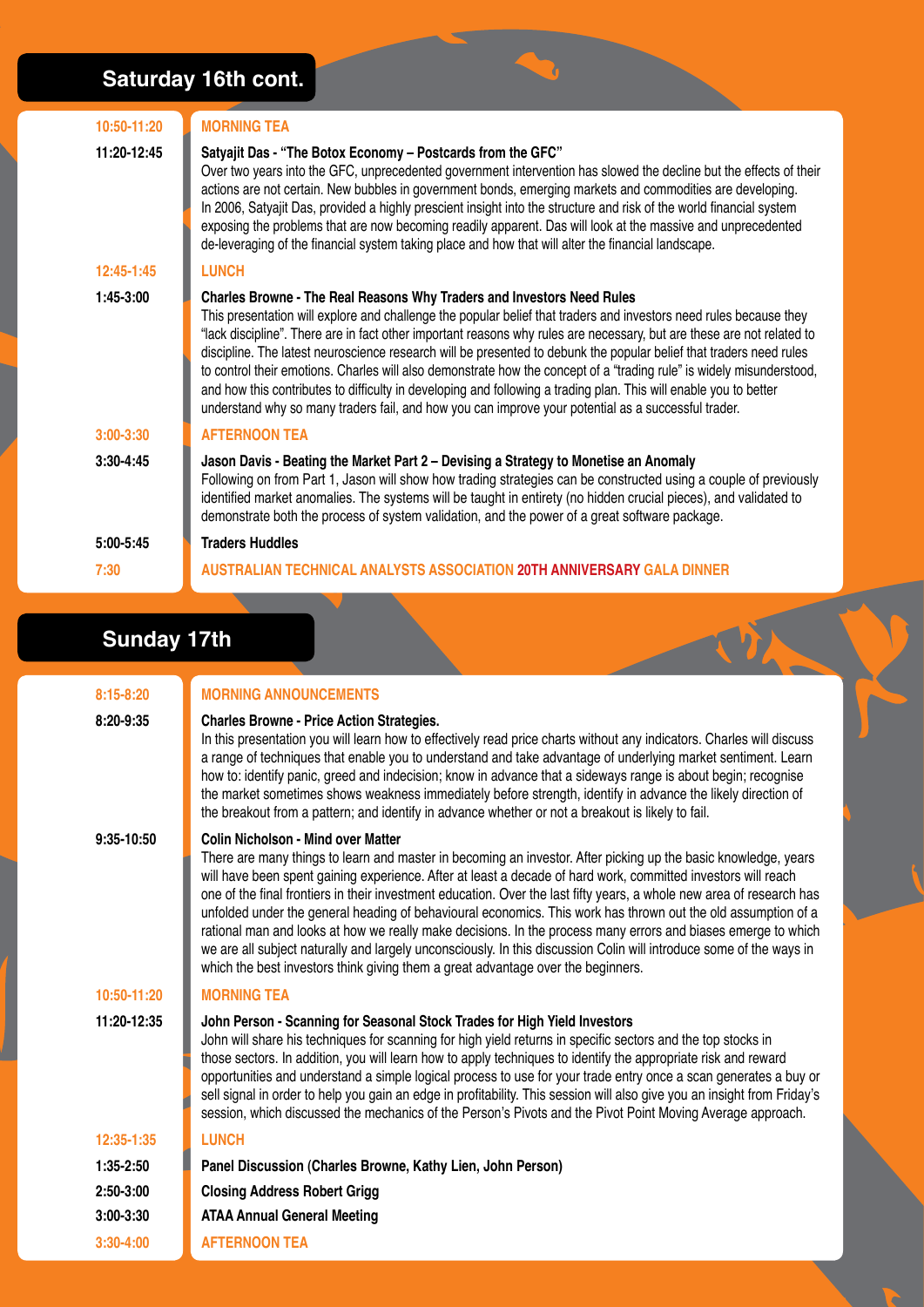## Saturday 16th cont.

| Time | Session |
|---|---|
| 10:50-11:20 | MORNING TEA |
| 11:20-12:45 | **Satyajit Das - "The Botox Economy – Postcards from the GFC"**<br>Over two years into the GFC, unprecedented government intervention has slowed the decline but the effects of their actions are not certain. New bubbles in government bonds, emerging markets and commodities are developing. In 2006, Satyajit Das, provided a highly prescient insight into the structure and risk of the world financial system exposing the problems that are now becoming readily apparent. Das will look at the massive and unprecedented de-leveraging of the financial system taking place and how that will alter the financial landscape. |
| 12:45-1:45 | LUNCH |
| 1:45-3:00 | **Charles Browne - The Real Reasons Why Traders and Investors Need Rules**<br>This presentation will explore and challenge the popular belief that traders and investors need rules because they "lack discipline". There are in fact other important reasons why rules are necessary, but are these are not related to discipline. The latest neuroscience research will be presented to debunk the popular belief that traders need rules to control their emotions. Charles will also demonstrate how the concept of a "trading rule" is widely misunderstood, and how this contributes to difficulty in developing and following a trading plan. This will enable you to better understand why so many traders fail, and how you can improve your potential as a successful trader. |
| 3:00-3:30 | AFTERNOON TEA |
| 3:30-4:45 | **Jason Davis - Beating the Market Part 2 – Devising a Strategy to Monetise an Anomaly**<br>Following on from Part 1, Jason will show how trading strategies can be constructed using a couple of previously identified market anomalies. The systems will be taught in entirety (no hidden crucial pieces), and validated to demonstrate both the process of system validation, and the power of a great software package. |
| 5:00-5:45 | **Traders Huddles** |
| 7:30 | AUSTRALIAN TECHNICAL ANALYSTS ASSOCIATION 20TH ANNIVERSARY GALA DINNER |

## Sunday 17th

| Time | Session |
|---|---|
| 8:15-8:20 | MORNING ANNOUNCEMENTS |
| 8:20-9:35 | **Charles Browne - Price Action Strategies.**<br>In this presentation you will learn how to effectively read price charts without any indicators. Charles will discuss a range of techniques that enable you to understand and take advantage of underlying market sentiment. Learn how to: identify panic, greed and indecision; know in advance that a sideways range is about begin; recognise the market sometimes shows weakness immediately before strength, identify in advance the likely direction of the breakout from a pattern; and identify in advance whether or not a breakout is likely to fail. |
| 9:35-10:50 | **Colin Nicholson - Mind over Matter**<br>There are many things to learn and master in becoming an investor. After picking up the basic knowledge, years will have been spent gaining experience. After at least a decade of hard work, committed investors will reach one of the final frontiers in their investment education. Over the last fifty years, a whole new area of research has unfolded under the general heading of behavioural economics. This work has thrown out the old assumption of a rational man and looks at how we really make decisions. In the process many errors and biases emerge to which we are all subject naturally and largely unconsciously. In this discussion Colin will introduce some of the ways in which the best investors think giving them a great advantage over the beginners. |
| 10:50-11:20 | MORNING TEA |
| 11:20-12:35 | **John Person - Scanning for Seasonal Stock Trades for High Yield Investors**<br>John will share his techniques for scanning for high yield returns in specific sectors and the top stocks in those sectors. In addition, you will learn how to apply techniques to identify the appropriate risk and reward opportunities and understand a simple logical process to use for your trade entry once a scan generates a buy or sell signal in order to help you gain an edge in profitability. This session will also give you an insight from Friday's session, which discussed the mechanics of the Person's Pivots and the Pivot Point Moving Average approach. |
| 12:35-1:35 | LUNCH |
| 1:35-2:50 | **Panel Discussion (Charles Browne, Kathy Lien, John Person)** |
| 2:50-3:00 | **Closing Address Robert Grigg** |
| 3:00-3:30 | **ATAA Annual General Meeting** |
| 3:30-4:00 | AFTERNOON TEA |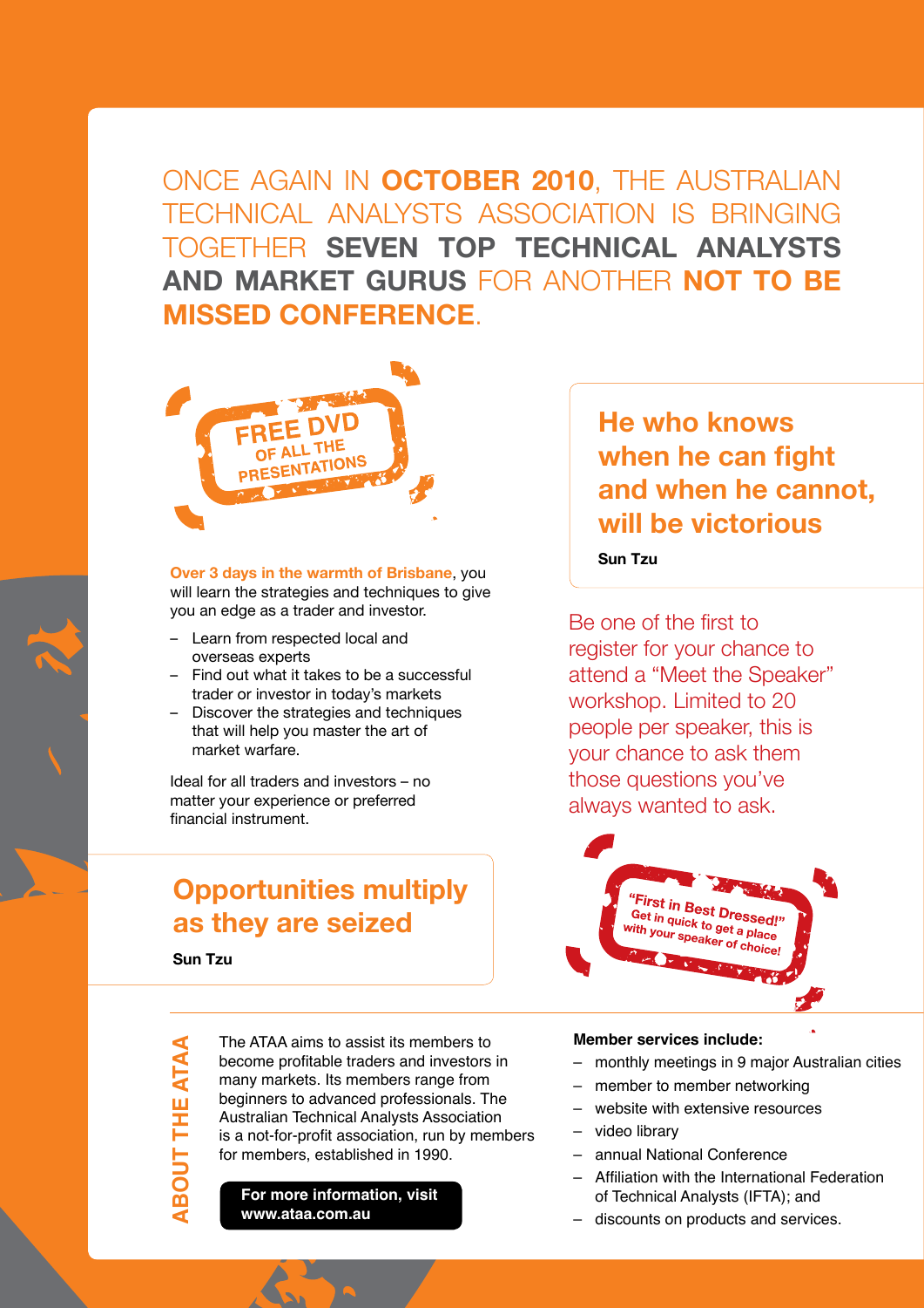ONCE AGAIN IN **OCTOBER 2010**, THE AUSTRALIAN TECHNICAL ANALYSTS ASSOCIATION IS BRINGING TOGETHER **SEVEN TOP TECHNICAL ANALYSTS AND MARKET GURUS** FOR ANOTHER **NOT TO BE MISSED CONFERENCE**.

**FREE DVD OF ALL THE PRESENTATIONS**

**Over 3 days in the warmth of Brisbane**, you will learn the strategies and techniques to give you an edge as a trader and investor.

- Learn from respected local and overseas experts
- Find out what it takes to be a successful trader or investor in today's markets
- Discover the strategies and techniques that will help you master the art of market warfare.

Ideal for all traders and investors – no matter your experience or preferred financial instrument.

## Opportunities multiply as they are seized

**Sun Tzu**

## He who knows when he can fight and when he cannot, will be victorious

**Sun Tzu**

Be one of the first to register for your chance to attend a "Meet the Speaker" workshop. Limited to 20 people per speaker, this is your chance to ask them those questions you've always wanted to ask.

**"First in Best Dressed!" Get in quick to get a place with your speaker of choice!**

## ABOUT THE ATAA

The ATAA aims to assist its members to become profitable traders and investors in many markets. Its members range from beginners to advanced professionals. The Australian Technical Analysts Association is a not-for-profit association, run by members for members, established in 1990.

**For more information, visit www.ataa.com.au**

**Member services include:**

- monthly meetings in 9 major Australian cities
- member to member networking
- website with extensive resources
- video library
- annual National Conference
- Affiliation with the International Federation of Technical Analysts (IFTA); and
- discounts on products and services.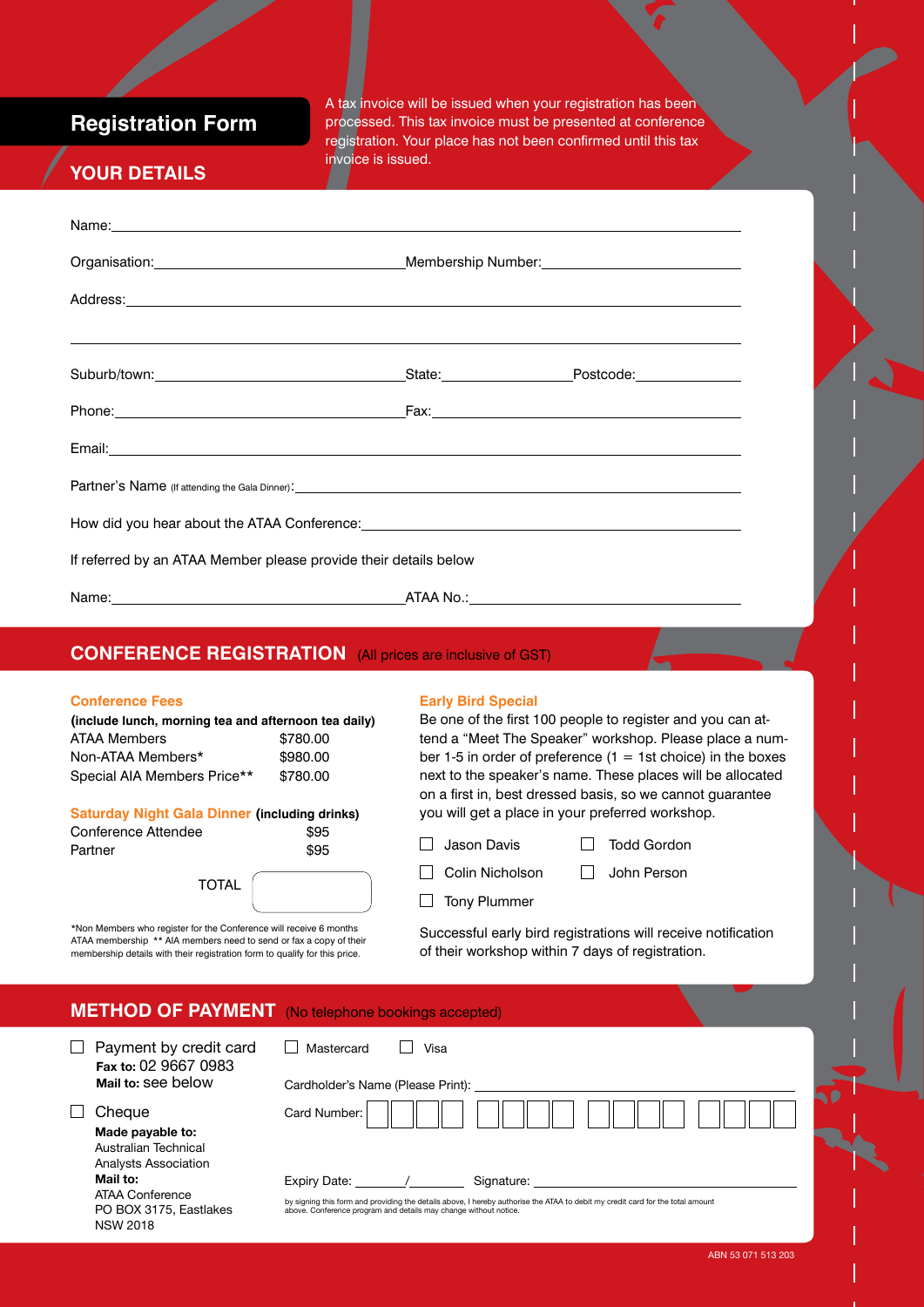# Registration Form

A tax invoice will be issued when your registration has been processed. This tax invoice must be presented at conference registration. Your place has not been confirmed until this tax invoice is issued.

## YOUR DETAILS

Name: ______________________________

Organisation: ______________________ Membership Number: ______________________

Address: ______________________________

______________________________

Suburb/town: ______________________ State: __________ Postcode: __________

Phone: ______________________ Fax: ______________________

Email: ______________________________

Partner's Name (If attending the Gala Dinner): ______________________________

How did you hear about the ATAA Conference: ______________________________

If referred by an ATAA Member please provide their details below

Name: ______________________ ATAA No.: ______________________

## CONFERENCE REGISTRATION (All prices are inclusive of GST)

### Conference Fees

**(include lunch, morning tea and afternoon tea daily)**

| | |
|---|---|
| ATAA Members | $780.00 |
| Non-ATAA Members* | $980.00 |
| Special AIA Members Price** | $780.00 |

### Saturday Night Gala Dinner **(including drinks)**

| | |
|---|---|
| Conference Attendee | $95 |
| Partner | $95 |

TOTAL ________

*Non Members who register for the Conference will receive 6 months ATAA membership ** AIA members need to send or fax a copy of their membership details with their registration form to qualify for this price.

### Early Bird Special

Be one of the first 100 people to register and you can attend a "Meet The Speaker" workshop. Please place a number 1-5 in order of preference (1 = 1st choice) in the boxes next to the speaker's name. These places will be allocated on a first in, best dressed basis, so we cannot guarantee you will get a place in your preferred workshop.

- ☐ Jason Davis
- ☐ Todd Gordon
- ☐ Colin Nicholson
- ☐ John Person
- ☐ Tony Plummer

Successful early bird registrations will receive notification of their workshop within 7 days of registration.

## METHOD OF PAYMENT (No telephone bookings accepted)

☐ Payment by credit card
**Fax to:** 02 9667 0983
**Mail to:** see below

☐ Cheque
**Made payable to:**
Australian Technical Analysts Association
**Mail to:**
ATAA Conference
PO BOX 3175, Eastlakes
NSW 2018

☐ Mastercard ☐ Visa

Cardholder's Name (Please Print): ______________________

Card Number: ☐☐☐☐ ☐☐☐☐ ☐☐☐☐ ☐☐☐☐

Expiry Date: ____/____ Signature: ______________________

by signing this form and providing the details above, I hereby authorise the ATAA to debit my credit card for the total amount above. Conference program and details may change without notice.

ABN 53 071 513 203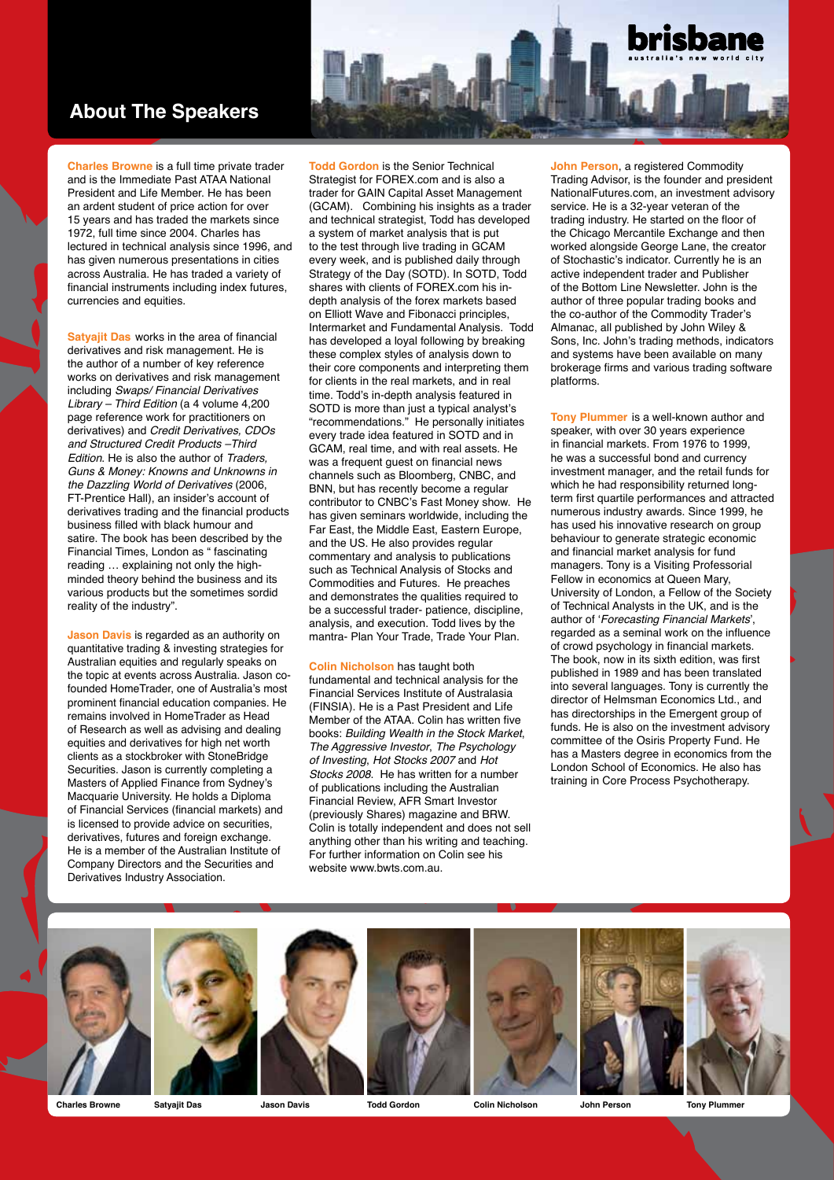# About The Speakers

**Charles Browne** is a full time private trader and is the Immediate Past ATAA National President and Life Member. He has been an ardent student of price action for over 15 years and has traded the markets since 1972, full time since 2004. Charles has lectured in technical analysis since 1996, and has given numerous presentations in cities across Australia. He has traded a variety of financial instruments including index futures, currencies and equities.

**Satyajit Das** works in the area of financial derivatives and risk management. He is the author of a number of key reference works on derivatives and risk management including *Swaps/ Financial Derivatives Library – Third Edition* (a 4 volume 4,200 page reference work for practitioners on derivatives) and *Credit Derivatives, CDOs and Structured Credit Products –Third Edition*. He is also the author of *Traders, Guns & Money: Knowns and Unknowns in the Dazzling World of Derivatives* (2006, FT-Prentice Hall), an insider's account of derivatives trading and the financial products business filled with black humour and satire. The book has been described by the Financial Times, London as " fascinating reading … explaining not only the high-minded theory behind the business and its various products but the sometimes sordid reality of the industry".

**Jason Davis** is regarded as an authority on quantitative trading & investing strategies for Australian equities and regularly speaks on the topic at events across Australia. Jason co-founded HomeTrader, one of Australia's most prominent financial education companies. He remains involved in HomeTrader as Head of Research as well as advising and dealing equities and derivatives for high net worth clients as a stockbroker with StoneBridge Securities. Jason is currently completing a Masters of Applied Finance from Sydney's Macquarie University. He holds a Diploma of Financial Services (financial markets) and is licensed to provide advice on securities, derivatives, futures and foreign exchange. He is a member of the Australian Institute of Company Directors and the Securities and Derivatives Industry Association.

**Todd Gordon** is the Senior Technical Strategist for FOREX.com and is also a trader for GAIN Capital Asset Management (GCAM). Combining his insights as a trader and technical strategist, Todd has developed a system of market analysis that is put to the test through live trading in GCAM every week, and is published daily through Strategy of the Day (SOTD). In SOTD, Todd shares with clients of FOREX.com his in-depth analysis of the forex markets based on Elliott Wave and Fibonacci principles, Intermarket and Fundamental Analysis. Todd has developed a loyal following by breaking these complex styles of analysis down to their core components and interpreting them for clients in the real markets, and in real time. Todd's in-depth analysis featured in SOTD is more than just a typical analyst's "recommendations." He personally initiates every trade idea featured in SOTD and in GCAM, real time, and with real assets. He was a frequent guest on financial news channels such as Bloomberg, CNBC, and BNN, but has recently become a regular contributor to CNBC's Fast Money show. He has given seminars worldwide, including the Far East, the Middle East, Eastern Europe, and the US. He also provides regular commentary and analysis to publications such as Technical Analysis of Stocks and Commodities and Futures. He preaches and demonstrates the qualities required to be a successful trader- patience, discipline, analysis, and execution. Todd lives by the mantra- Plan Your Trade, Trade Your Plan.

**Colin Nicholson** has taught both fundamental and technical analysis for the Financial Services Institute of Australasia (FINSIA). He is a Past President and Life Member of the ATAA. Colin has written five books: *Building Wealth in the Stock Market*, *The Aggressive Investor*, *The Psychology of Investing*, *Hot Stocks 2007* and *Hot Stocks 2008*. He has written for a number of publications including the Australian Financial Review, AFR Smart Investor (previously Shares) magazine and BRW. Colin is totally independent and does not sell anything other than his writing and teaching. For further information on Colin see his website www.bwts.com.au.

**John Person**, a registered Commodity Trading Advisor, is the founder and president NationalFutures.com, an investment advisory service. He is a 32-year veteran of the trading industry. He started on the floor of the Chicago Mercantile Exchange and then worked alongside George Lane, the creator of Stochastic's indicator. Currently he is an active independent trader and Publisher of the Bottom Line Newsletter. John is the author of three popular trading books and the co-author of the Commodity Trader's Almanac, all published by John Wiley & Sons, Inc. John's trading methods, indicators and systems have been available on many brokerage firms and various trading software platforms.

**Tony Plummer** is a well-known author and speaker, with over 30 years experience in financial markets. From 1976 to 1999, he was a successful bond and currency investment manager, and the retail funds for which he had responsibility returned long-term first quartile performances and attracted numerous industry awards. Since 1999, he has used his innovative research on group behaviour to generate strategic economic and financial market analysis for fund managers. Tony is a Visiting Professorial Fellow in economics at Queen Mary, University of London, a Fellow of the Society of Technical Analysts in the UK, and is the author of '*Forecasting Financial Markets*', regarded as a seminal work on the influence of crowd psychology in financial markets. The book, now in its sixth edition, was first published in 1989 and has been translated into several languages. Tony is currently the director of Helmsman Economics Ltd., and has directorships in the Emergent group of funds. He is also on the investment advisory committee of the Osiris Property Fund. He has a Masters degree in economics from the London School of Economics. He also has training in Core Process Psychotherapy.

Charles Browne | Satyajit Das | Jason Davis | Todd Gordon | Colin Nicholson | John Person | Tony Plummer